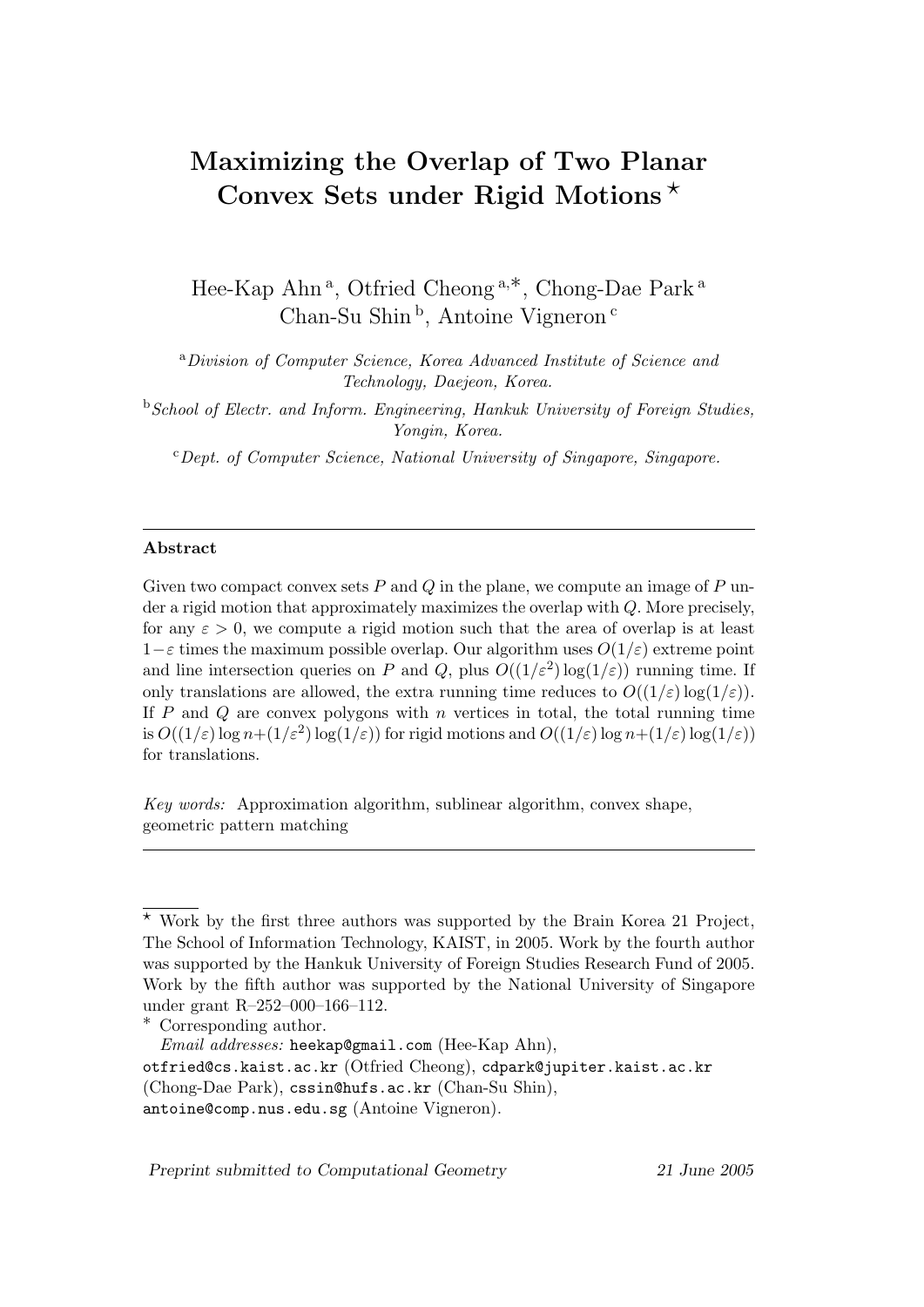# Maximizing the Overlap of Two Planar Convex Sets under Rigid Motions ⋆

Hee-Kap Ahn [a], Otfried Cheong [a,*], Chong-Dae Park [a]
Chan-Su Shin [b], Antoine Vigneron [c]

[a] *Division of Computer Science, Korea Advanced Institute of Science and Technology, Daejeon, Korea.*

[b] *School of Electr. and Inform. Engineering, Hankuk University of Foreign Studies, Yongin, Korea.*

[c] *Dept. of Computer Science, National University of Singapore, Singapore.*

---

**Abstract**

Given two compact convex sets $P$ and $Q$ in the plane, we compute an image of $P$ under a rigid motion that approximately maximizes the overlap with $Q$. More precisely, for any $\varepsilon > 0$, we compute a rigid motion such that the area of overlap is at least $1-\varepsilon$ times the maximum possible overlap. Our algorithm uses $O(1/\varepsilon)$ extreme point and line intersection queries on $P$ and $Q$, plus $O((1/\varepsilon^2)\log(1/\varepsilon))$ running time. If only translations are allowed, the extra running time reduces to $O((1/\varepsilon)\log(1/\varepsilon))$. If $P$ and $Q$ are convex polygons with $n$ vertices in total, the total running time is $O((1/\varepsilon)\log n+(1/\varepsilon^2)\log(1/\varepsilon))$ for rigid motions and $O((1/\varepsilon)\log n+(1/\varepsilon)\log(1/\varepsilon))$ for translations.

*Key words:* Approximation algorithm, sublinear algorithm, convex shape, geometric pattern matching

---

⋆ Work by the first three authors was supported by the Brain Korea 21 Project, The School of Information Technology, KAIST, in 2005. Work by the fourth author was supported by the Hankuk University of Foreign Studies Research Fund of 2005. Work by the fifth author was supported by the National University of Singapore under grant R–252–000–166–112.

\* Corresponding author.

*Email addresses:* heekap@gmail.com (Hee-Kap Ahn), otfried@cs.kaist.ac.kr (Otfried Cheong), cdpark@jupiter.kaist.ac.kr (Chong-Dae Park), cssin@hufs.ac.kr (Chan-Su Shin), antoine@comp.nus.edu.sg (Antoine Vigneron).

*Preprint submitted to Computational Geometry* 21 June 2005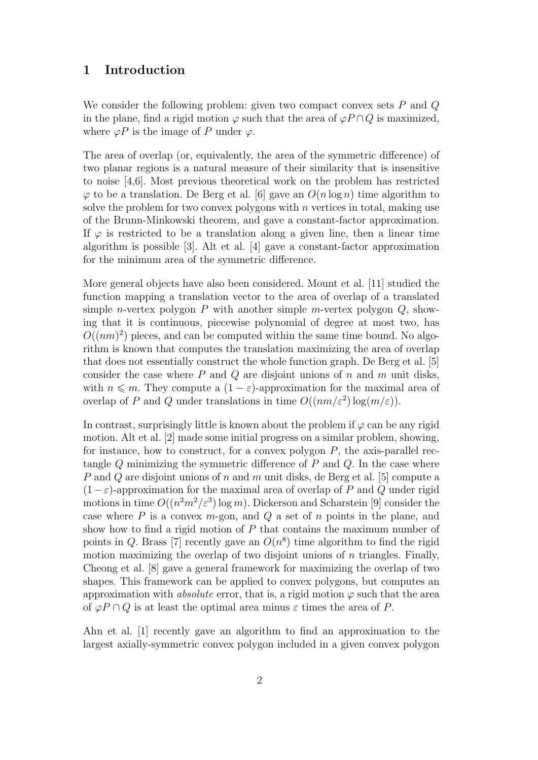## 1 Introduction

We consider the following problem: given two compact convex sets $P$ and $Q$ in the plane, find a rigid motion $\varphi$ such that the area of $\varphi P \cap Q$ is maximized, where $\varphi P$ is the image of $P$ under $\varphi$.

The area of overlap (or, equivalently, the area of the symmetric difference) of two planar regions is a natural measure of their similarity that is insensitive to noise [4,6]. Most previous theoretical work on the problem has restricted $\varphi$ to be a translation. De Berg et al. [6] gave an $O(n \log n)$ time algorithm to solve the problem for two convex polygons with $n$ vertices in total, making use of the Brunn-Minkowski theorem, and gave a constant-factor approximation. If $\varphi$ is restricted to be a translation along a given line, then a linear time algorithm is possible [3]. Alt et al. [4] gave a constant-factor approximation for the minimum area of the symmetric difference.

More general objects have also been considered. Mount et al. [11] studied the function mapping a translation vector to the area of overlap of a translated simple $n$-vertex polygon $P$ with another simple $m$-vertex polygon $Q$, showing that it is continuous, piecewise polynomial of degree at most two, has $O((nm)^2)$ pieces, and can be computed within the same time bound. No algorithm is known that computes the translation maximizing the area of overlap that does not essentially construct the whole function graph. De Berg et al. [5] consider the case where $P$ and $Q$ are disjoint unions of $n$ and $m$ unit disks, with $n \leqslant m$. They compute a $(1-\varepsilon)$-approximation for the maximal area of overlap of $P$ and $Q$ under translations in time $O((nm/\varepsilon^2)\log(m/\varepsilon))$.

In contrast, surprisingly little is known about the problem if $\varphi$ can be any rigid motion. Alt et al. [2] made some initial progress on a similar problem, showing, for instance, how to construct, for a convex polygon $P$, the axis-parallel rectangle $Q$ minimizing the symmetric difference of $P$ and $Q$. In the case where $P$ and $Q$ are disjoint unions of $n$ and $m$ unit disks, de Berg et al. [5] compute a $(1-\varepsilon)$-approximation for the maximal area of overlap of $P$ and $Q$ under rigid motions in time $O((n^2m^2/\varepsilon^3)\log m)$. Dickerson and Scharstein [9] consider the case where $P$ is a convex $m$-gon, and $Q$ a set of $n$ points in the plane, and show how to find a rigid motion of $P$ that contains the maximum number of points in $Q$. Brass [7] recently gave an $O(n^8)$ time algorithm to find the rigid motion maximizing the overlap of two disjoint unions of $n$ triangles. Finally, Cheong et al. [8] gave a general framework for maximizing the overlap of two shapes. This framework can be applied to convex polygons, but computes an approximation with *absolute* error, that is, a rigid motion $\varphi$ such that the area of $\varphi P \cap Q$ is at least the optimal area minus $\varepsilon$ times the area of $P$.

Ahn et al. [1] recently gave an algorithm to find an approximation to the largest axially-symmetric convex polygon included in a given convex polygon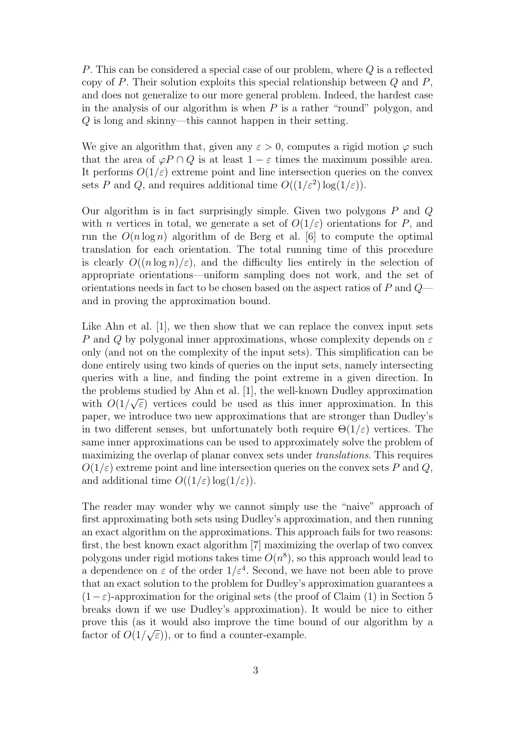$P$. This can be considered a special case of our problem, where $Q$ is a reflected copy of $P$. Their solution exploits this special relationship between $Q$ and $P$, and does not generalize to our more general problem. Indeed, the hardest case in the analysis of our algorithm is when $P$ is a rather "round" polygon, and $Q$ is long and skinny—this cannot happen in their setting.

We give an algorithm that, given any $\varepsilon > 0$, computes a rigid motion $\varphi$ such that the area of $\varphi P \cap Q$ is at least $1 - \varepsilon$ times the maximum possible area. It performs $O(1/\varepsilon)$ extreme point and line intersection queries on the convex sets $P$ and $Q$, and requires additional time $O((1/\varepsilon^2)\log(1/\varepsilon))$.

Our algorithm is in fact surprisingly simple. Given two polygons $P$ and $Q$ with $n$ vertices in total, we generate a set of $O(1/\varepsilon)$ orientations for $P$, and run the $O(n \log n)$ algorithm of de Berg et al. [6] to compute the optimal translation for each orientation. The total running time of this procedure is clearly $O((n \log n)/\varepsilon)$, and the difficulty lies entirely in the selection of appropriate orientations—uniform sampling does not work, and the set of orientations needs in fact to be chosen based on the aspect ratios of $P$ and $Q$—and in proving the approximation bound.

Like Ahn et al. [1], we then show that we can replace the convex input sets $P$ and $Q$ by polygonal inner approximations, whose complexity depends on $\varepsilon$ only (and not on the complexity of the input sets). This simplification can be done entirely using two kinds of queries on the input sets, namely intersecting queries with a line, and finding the point extreme in a given direction. In the problems studied by Ahn et al. [1], the well-known Dudley approximation with $O(1/\sqrt{\varepsilon})$ vertices could be used as this inner approximation. In this paper, we introduce two new approximations that are stronger than Dudley's in two different senses, but unfortunately both require $\Theta(1/\varepsilon)$ vertices. The same inner approximations can be used to approximately solve the problem of maximizing the overlap of planar convex sets under *translations*. This requires $O(1/\varepsilon)$ extreme point and line intersection queries on the convex sets $P$ and $Q$, and additional time $O((1/\varepsilon)\log(1/\varepsilon))$.

The reader may wonder why we cannot simply use the "naive" approach of first approximating both sets using Dudley's approximation, and then running an exact algorithm on the approximations. This approach fails for two reasons: first, the best known exact algorithm [7] maximizing the overlap of two convex polygons under rigid motions takes time $O(n^8)$, so this approach would lead to a dependence on $\varepsilon$ of the order $1/\varepsilon^4$. Second, we have not been able to prove that an exact solution to the problem for Dudley's approximation guarantees a $(1-\varepsilon)$-approximation for the original sets (the proof of Claim (1) in Section 5 breaks down if we use Dudley's approximation). It would be nice to either prove this (as it would also improve the time bound of our algorithm by a factor of $O(1/\sqrt{\varepsilon})$), or to find a counter-example.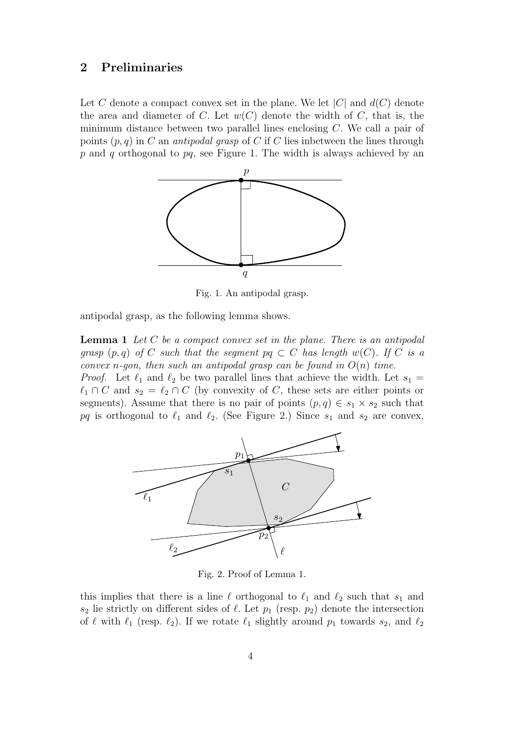## 2 Preliminaries

Let $C$ denote a compact convex set in the plane. We let $|C|$ and $d(C)$ denote the area and diameter of $C$. Let $w(C)$ denote the width of $C$, that is, the minimum distance between two parallel lines enclosing $C$. We call a pair of points $(p, q)$ in $C$ an *antipodal grasp* of $C$ if $C$ lies inbetween the lines through $p$ and $q$ orthogonal to $pq$, see Figure 1. The width is always achieved by an antipodal grasp, as the following lemma shows.

Fig. 1. An antipodal grasp.

**Lemma 1** *Let $C$ be a compact convex set in the plane. There is an antipodal grasp $(p, q)$ of $C$ such that the segment $pq \subset C$ has length $w(C)$. If $C$ is a convex $n$-gon, then such an antipodal grasp can be found in $O(n)$ time.*

*Proof.* Let $\ell_1$ and $\ell_2$ be two parallel lines that achieve the width. Let $s_1 = \ell_1 \cap C$ and $s_2 = \ell_2 \cap C$ (by convexity of $C$, these sets are either points or segments). Assume that there is no pair of points $(p, q) \in s_1 \times s_2$ such that $pq$ is orthogonal to $\ell_1$ and $\ell_2$. (See Figure 2.) Since $s_1$ and $s_2$ are convex, this implies that there is a line $\ell$ orthogonal to $\ell_1$ and $\ell_2$ such that $s_1$ and $s_2$ lie strictly on different sides of $\ell$. Let $p_1$ (resp. $p_2$) denote the intersection of $\ell$ with $\ell_1$ (resp. $\ell_2$). If we rotate $\ell_1$ slightly around $p_1$ towards $s_2$, and $\ell_2$

Fig. 2. Proof of Lemma 1.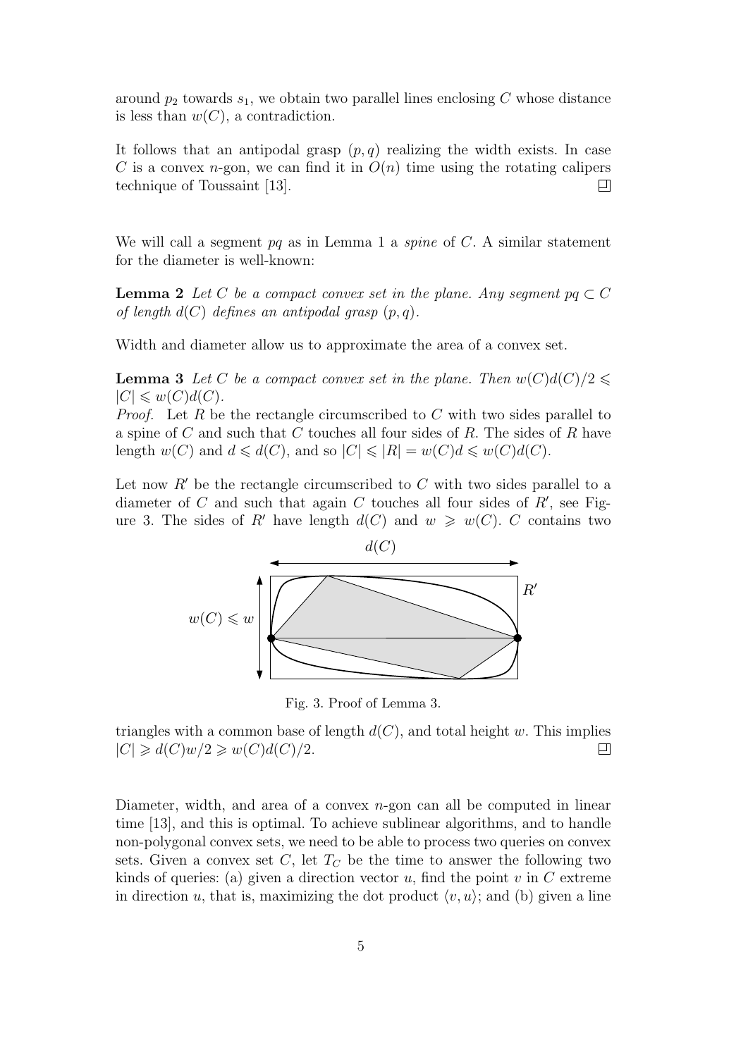around $p_2$ towards $s_1$, we obtain two parallel lines enclosing $C$ whose distance is less than $w(C)$, a contradiction.

It follows that an antipodal grasp $(p, q)$ realizing the width exists. In case $C$ is a convex $n$-gon, we can find it in $O(n)$ time using the rotating calipers technique of Toussaint [13]. □

We will call a segment $pq$ as in Lemma 1 a *spine* of $C$. A similar statement for the diameter is well-known:

**Lemma 2** *Let $C$ be a compact convex set in the plane. Any segment $pq \subset C$ of length $d(C)$ defines an antipodal grasp $(p, q)$.*

Width and diameter allow us to approximate the area of a convex set.

**Lemma 3** *Let $C$ be a compact convex set in the plane. Then $w(C)d(C)/2 \leqslant |C| \leqslant w(C)d(C)$.*

*Proof.* Let $R$ be the rectangle circumscribed to $C$ with two sides parallel to a spine of $C$ and such that $C$ touches all four sides of $R$. The sides of $R$ have length $w(C)$ and $d \leqslant d(C)$, and so $|C| \leqslant |R| = w(C)d \leqslant w(C)d(C)$.

Let now $R'$ be the rectangle circumscribed to $C$ with two sides parallel to a diameter of $C$ and such that again $C$ touches all four sides of $R'$, see Figure 3. The sides of $R'$ have length $d(C)$ and $w \geqslant w(C)$. $C$ contains two triangles with a common base of length $d(C)$, and total height $w$. This implies $|C| \geqslant d(C)w/2 \geqslant w(C)d(C)/2$. □

Fig. 3. Proof of Lemma 3.

Diameter, width, and area of a convex $n$-gon can all be computed in linear time [13], and this is optimal. To achieve sublinear algorithms, and to handle non-polygonal convex sets, we need to be able to process two queries on convex sets. Given a convex set $C$, let $T_C$ be the time to answer the following two kinds of queries: (a) given a direction vector $u$, find the point $v$ in $C$ extreme in direction $u$, that is, maximizing the dot product $\langle v, u\rangle$; and (b) given a line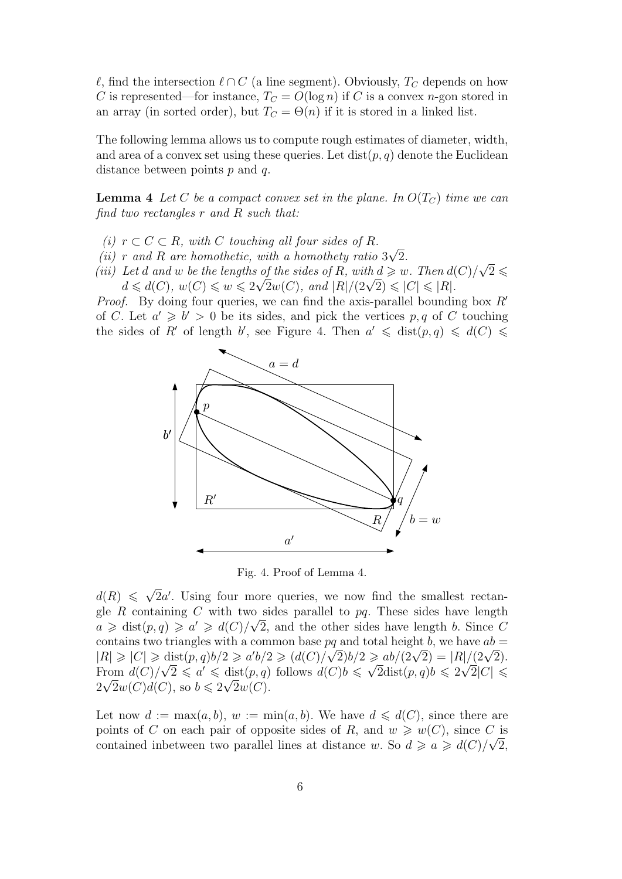$\ell$, find the intersection $\ell \cap C$ (a line segment). Obviously, $T_C$ depends on how $C$ is represented—for instance, $T_C = O(\log n)$ if $C$ is a convex $n$-gon stored in an array (in sorted order), but $T_C = \Theta(n)$ if it is stored in a linked list.

The following lemma allows us to compute rough estimates of diameter, width, and area of a convex set using these queries. Let $\text{dist}(p, q)$ denote the Euclidean distance between points $p$ and $q$.

**Lemma 4** *Let $C$ be a compact convex set in the plane. In $O(T_C)$ time we can find two rectangles $r$ and $R$ such that:*

*(i) $r \subset C \subset R$, with $C$ touching all four sides of $R$.*
*(ii) $r$ and $R$ are homothetic, with a homothety ratio $3\sqrt{2}$.*
*(iii) Let $d$ and $w$ be the lengths of the sides of $R$, with $d \geqslant w$. Then $d(C)/\sqrt{2} \leqslant d \leqslant d(C)$, $w(C) \leqslant w \leqslant 2\sqrt{2}w(C)$, and $|R|/(2\sqrt{2}) \leqslant |C| \leqslant |R|$.*

*Proof.* By doing four queries, we can find the axis-parallel bounding box $R'$ of $C$. Let $a' \geqslant b' > 0$ be its sides, and pick the vertices $p, q$ of $C$ touching the sides of $R'$ of length $b'$, see Figure 4. Then $a' \leqslant \text{dist}(p, q) \leqslant d(C) \leqslant d(R) \leqslant \sqrt{2}a'$. Using four more queries, we now find the smallest rectangle $R$ containing $C$ with two sides parallel to $pq$. These sides have length $a \geqslant \text{dist}(p, q) \geqslant a' \geqslant d(C)/\sqrt{2}$, and the other sides have length $b$. Since $C$ contains two triangles with a common base $pq$ and total height $b$, we have $ab = |R| \geqslant |C| \geqslant \text{dist}(p, q)b/2 \geqslant a'b/2 \geqslant (d(C)/\sqrt{2})b/2 \geqslant ab/(2\sqrt{2}) = |R|/(2\sqrt{2})$. From $d(C)/\sqrt{2} \leqslant a' \leqslant \text{dist}(p, q)$ follows $d(C)b \leqslant \sqrt{2}\text{dist}(p, q)b \leqslant 2\sqrt{2}|C| \leqslant 2\sqrt{2}w(C)d(C)$, so $b \leqslant 2\sqrt{2}w(C)$.

Fig. 4. Proof of Lemma 4.

Let now $d := \max(a, b)$, $w := \min(a, b)$. We have $d \leqslant d(C)$, since there are points of $C$ on each pair of opposite sides of $R$, and $w \geqslant w(C)$, since $C$ is contained inbetween two parallel lines at distance $w$. So $d \geqslant a \geqslant d(C)/\sqrt{2}$,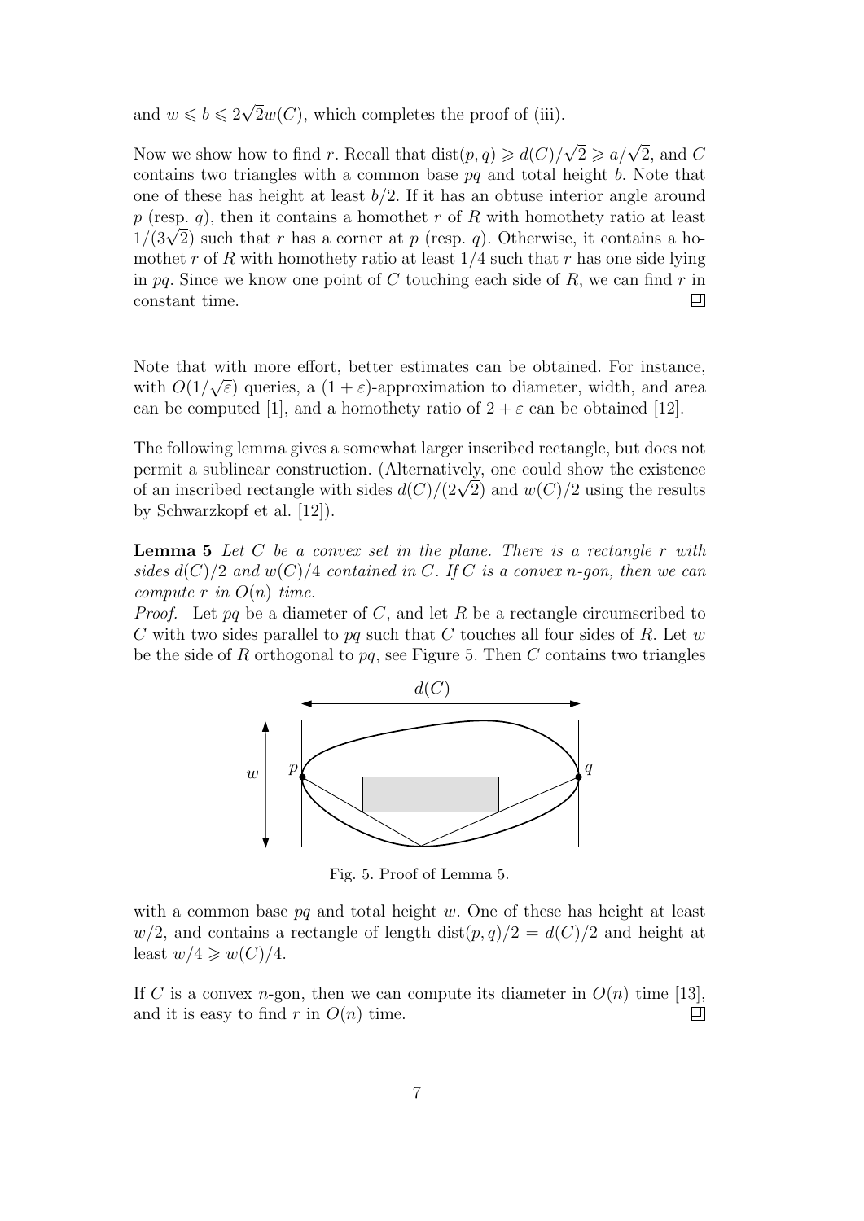and $w \leqslant b \leqslant 2\sqrt{2}w(C)$, which completes the proof of (iii).

Now we show how to find $r$. Recall that $\text{dist}(p, q) \geqslant d(C)/\sqrt{2} \geqslant a/\sqrt{2}$, and $C$ contains two triangles with a common base $pq$ and total height $b$. Note that one of these has height at least $b/2$. If it has an obtuse interior angle around $p$ (resp. $q$), then it contains a homothet $r$ of $R$ with homothety ratio at least $1/(3\sqrt{2})$ such that $r$ has a corner at $p$ (resp. $q$). Otherwise, it contains a homothet $r$ of $R$ with homothety ratio at least $1/4$ such that $r$ has one side lying in $pq$. Since we know one point of $C$ touching each side of $R$, we can find $r$ in constant time. ◻

Note that with more effort, better estimates can be obtained. For instance, with $O(1/\sqrt{\varepsilon})$ queries, a $(1 + \varepsilon)$-approximation to diameter, width, and area can be computed [1], and a homothety ratio of $2 + \varepsilon$ can be obtained [12].

The following lemma gives a somewhat larger inscribed rectangle, but does not permit a sublinear construction. (Alternatively, one could show the existence of an inscribed rectangle with sides $d(C)/(2\sqrt{2})$ and $w(C)/2$ using the results by Schwarzkopf et al. [12]).

**Lemma 5** *Let $C$ be a convex set in the plane. There is a rectangle $r$ with sides $d(C)/2$ and $w(C)/4$ contained in $C$. If $C$ is a convex $n$-gon, then we can compute $r$ in $O(n)$ time.*

*Proof.* Let $pq$ be a diameter of $C$, and let $R$ be a rectangle circumscribed to $C$ with two sides parallel to $pq$ such that $C$ touches all four sides of $R$. Let $w$ be the side of $R$ orthogonal to $pq$, see Figure 5. Then $C$ contains two triangles

Fig. 5. Proof of Lemma 5.

with a common base $pq$ and total height $w$. One of these has height at least $w/2$, and contains a rectangle of length $\text{dist}(p, q)/2 = d(C)/2$ and height at least $w/4 \geqslant w(C)/4$.

If $C$ is a convex $n$-gon, then we can compute its diameter in $O(n)$ time [13], and it is easy to find $r$ in $O(n)$ time. ◻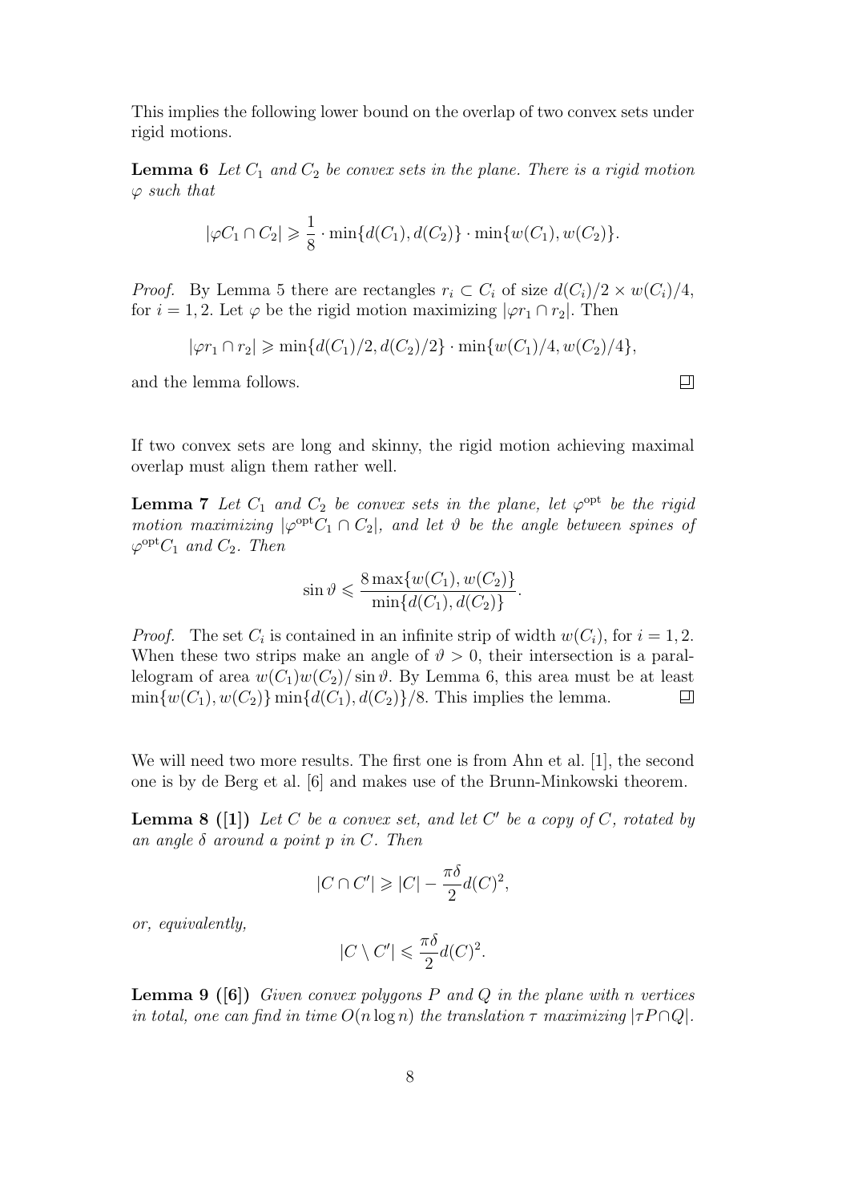This implies the following lower bound on the overlap of two convex sets under rigid motions.

**Lemma 6** *Let $C_1$ and $C_2$ be convex sets in the plane. There is a rigid motion $\varphi$ such that*

$$|\varphi C_1 \cap C_2| \geqslant \frac{1}{8} \cdot \min\{d(C_1), d(C_2)\} \cdot \min\{w(C_1), w(C_2)\}.$$

*Proof.* By Lemma 5 there are rectangles $r_i \subset C_i$ of size $d(C_i)/2 \times w(C_i)/4$, for $i = 1, 2$. Let $\varphi$ be the rigid motion maximizing $|\varphi r_1 \cap r_2|$. Then

$$|\varphi r_1 \cap r_2| \geqslant \min\{d(C_1)/2, d(C_2)/2\} \cdot \min\{w(C_1)/4, w(C_2)/4\},$$

and the lemma follows. ◻

If two convex sets are long and skinny, the rigid motion achieving maximal overlap must align them rather well.

**Lemma 7** *Let $C_1$ and $C_2$ be convex sets in the plane, let $\varphi^{\mathrm{opt}}$ be the rigid motion maximizing $|\varphi^{\mathrm{opt}} C_1 \cap C_2|$, and let $\vartheta$ be the angle between spines of $\varphi^{\mathrm{opt}} C_1$ and $C_2$. Then*

$$\sin \vartheta \leqslant \frac{8 \max\{w(C_1), w(C_2)\}}{\min\{d(C_1), d(C_2)\}}.$$

*Proof.* The set $C_i$ is contained in an infinite strip of width $w(C_i)$, for $i = 1, 2$. When these two strips make an angle of $\vartheta > 0$, their intersection is a parallelogram of area $w(C_1)w(C_2)/\sin \vartheta$. By Lemma 6, this area must be at least $\min\{w(C_1), w(C_2)\} \min\{d(C_1), d(C_2)\}/8$. This implies the lemma. ◻

We will need two more results. The first one is from Ahn et al. [1], the second one is by de Berg et al. [6] and makes use of the Brunn-Minkowski theorem.

**Lemma 8 ([1])** *Let $C$ be a convex set, and let $C'$ be a copy of $C$, rotated by an angle $\delta$ around a point $p$ in $C$. Then*

$$|C \cap C'| \geqslant |C| - \frac{\pi \delta}{2} d(C)^2,$$

*or, equivalently,*

$$|C \setminus C'| \leqslant \frac{\pi \delta}{2} d(C)^2.$$

**Lemma 9 ([6])** *Given convex polygons $P$ and $Q$ in the plane with $n$ vertices in total, one can find in time $O(n \log n)$ the translation $\tau$ maximizing $|\tau P \cap Q|$.*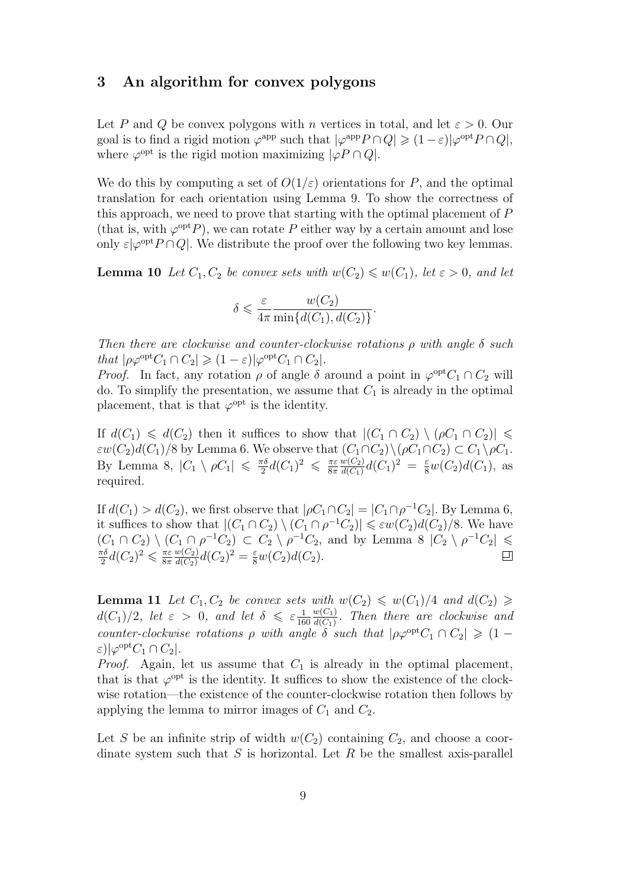## 3 An algorithm for convex polygons

Let $P$ and $Q$ be convex polygons with $n$ vertices in total, and let $\varepsilon > 0$. Our goal is to find a rigid motion $\varphi^{\text{app}}$ such that $|\varphi^{\text{app}}P \cap Q| \geqslant (1-\varepsilon)|\varphi^{\text{opt}}P \cap Q|$, where $\varphi^{\text{opt}}$ is the rigid motion maximizing $|\varphi P \cap Q|$.

We do this by computing a set of $O(1/\varepsilon)$ orientations for $P$, and the optimal translation for each orientation using Lemma 9. To show the correctness of this approach, we need to prove that starting with the optimal placement of $P$ (that is, with $\varphi^{\text{opt}}P$), we can rotate $P$ either way by a certain amount and lose only $\varepsilon|\varphi^{\text{opt}}P \cap Q|$. We distribute the proof over the following two key lemmas.

**Lemma 10** *Let $C_1, C_2$ be convex sets with $w(C_2) \leqslant w(C_1)$, let $\varepsilon > 0$, and let*

$$\delta \leqslant \frac{\varepsilon}{4\pi} \frac{w(C_2)}{\min\{d(C_1), d(C_2)\}}.$$

*Then there are clockwise and counter-clockwise rotations $\rho$ with angle $\delta$ such that $|\rho\varphi^{\text{opt}}C_1 \cap C_2| \geqslant (1-\varepsilon)|\varphi^{\text{opt}}C_1 \cap C_2|$.*

*Proof.* In fact, any rotation $\rho$ of angle $\delta$ around a point in $\varphi^{\text{opt}}C_1 \cap C_2$ will do. To simplify the presentation, we assume that $C_1$ is already in the optimal placement, that is that $\varphi^{\text{opt}}$ is the identity.

If $d(C_1) \leqslant d(C_2)$ then it suffices to show that $|(C_1 \cap C_2) \setminus (\rho C_1 \cap C_2)| \leqslant \varepsilon w(C_2) d(C_1)/8$ by Lemma 6. We observe that $(C_1 \cap C_2) \setminus (\rho C_1 \cap C_2) \subset C_1 \setminus \rho C_1$. By Lemma 8, $|C_1 \setminus \rho C_1| \leqslant \frac{\pi\delta}{2} d(C_1)^2 \leqslant \frac{\pi\varepsilon}{8\pi}\frac{w(C_2)}{d(C_1)} d(C_1)^2 = \frac{\varepsilon}{8} w(C_2) d(C_1)$, as required.

If $d(C_1) > d(C_2)$, we first observe that $|\rho C_1 \cap C_2| = |C_1 \cap \rho^{-1}C_2|$. By Lemma 6, it suffices to show that $|(C_1 \cap C_2) \setminus (C_1 \cap \rho^{-1}C_2)| \leqslant \varepsilon w(C_2) d(C_2)/8$. We have $(C_1 \cap C_2) \setminus (C_1 \cap \rho^{-1}C_2) \subset C_2 \setminus \rho^{-1}C_2$, and by Lemma 8 $|C_2 \setminus \rho^{-1}C_2| \leqslant \frac{\pi\delta}{2} d(C_2)^2 \leqslant \frac{\pi\varepsilon}{8\pi}\frac{w(C_2)}{d(C_2)} d(C_2)^2 = \frac{\varepsilon}{8} w(C_2) d(C_2)$. ◻

**Lemma 11** *Let $C_1, C_2$ be convex sets with $w(C_2) \leqslant w(C_1)/4$ and $d(C_2) \geqslant d(C_1)/2$, let $\varepsilon > 0$, and let $\delta \leqslant \varepsilon \frac{1}{160} \frac{w(C_1)}{d(C_1)}$. Then there are clockwise and counter-clockwise rotations $\rho$ with angle $\delta$ such that $|\rho\varphi^{\text{opt}}C_1 \cap C_2| \geqslant (1-\varepsilon)|\varphi^{\text{opt}}C_1 \cap C_2|$.*

*Proof.* Again, let us assume that $C_1$ is already in the optimal placement, that is that $\varphi^{\text{opt}}$ is the identity. It suffices to show the existence of the clockwise rotation—the existence of the counter-clockwise rotation then follows by applying the lemma to mirror images of $C_1$ and $C_2$.

Let $S$ be an infinite strip of width $w(C_2)$ containing $C_2$, and choose a coordinate system such that $S$ is horizontal. Let $R$ be the smallest axis-parallel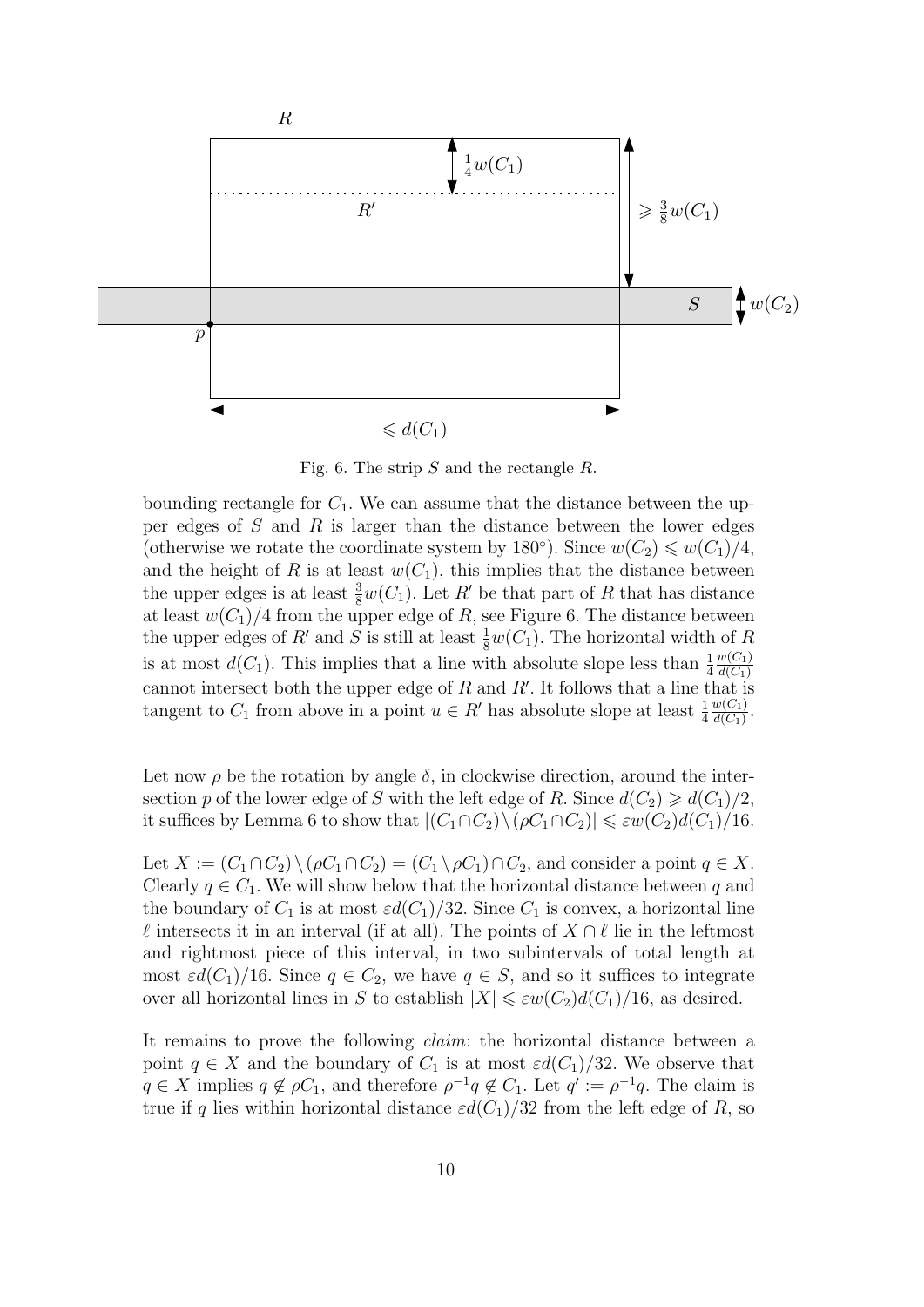Fig. 6. The strip $S$ and the rectangle $R$.

bounding rectangle for $C_1$. We can assume that the distance between the upper edges of $S$ and $R$ is larger than the distance between the lower edges (otherwise we rotate the coordinate system by $180°$). Since $w(C_2) \leqslant w(C_1)/4$, and the height of $R$ is at least $w(C_1)$, this implies that the distance between the upper edges is at least $\frac{3}{8}w(C_1)$. Let $R'$ be that part of $R$ that has distance at least $w(C_1)/4$ from the upper edge of $R$, see Figure 6. The distance between the upper edges of $R'$ and $S$ is still at least $\frac{1}{8}w(C_1)$. The horizontal width of $R$ is at most $d(C_1)$. This implies that a line with absolute slope less than $\frac{1}{4}\frac{w(C_1)}{d(C_1)}$ cannot intersect both the upper edge of $R$ and $R'$. It follows that a line that is tangent to $C_1$ from above in a point $u \in R'$ has absolute slope at least $\frac{1}{4}\frac{w(C_1)}{d(C_1)}$.

Let now $\rho$ be the rotation by angle $\delta$, in clockwise direction, around the intersection $p$ of the lower edge of $S$ with the left edge of $R$. Since $d(C_2) \geqslant d(C_1)/2$, it suffices by Lemma 6 to show that $|(C_1 \cap C_2) \setminus (\rho C_1 \cap C_2)| \leqslant \varepsilon w(C_2) d(C_1)/16$.

Let $X := (C_1 \cap C_2) \setminus (\rho C_1 \cap C_2) = (C_1 \setminus \rho C_1) \cap C_2$, and consider a point $q \in X$. Clearly $q \in C_1$. We will show below that the horizontal distance between $q$ and the boundary of $C_1$ is at most $\varepsilon d(C_1)/32$. Since $C_1$ is convex, a horizontal line $\ell$ intersects it in an interval (if at all). The points of $X \cap \ell$ lie in the leftmost and rightmost piece of this interval, in two subintervals of total length at most $\varepsilon d(C_1)/16$. Since $q \in C_2$, we have $q \in S$, and so it suffices to integrate over all horizontal lines in $S$ to establish $|X| \leqslant \varepsilon w(C_2) d(C_1)/16$, as desired.

It remains to prove the following *claim*: the horizontal distance between a point $q \in X$ and the boundary of $C_1$ is at most $\varepsilon d(C_1)/32$. We observe that $q \in X$ implies $q \notin \rho C_1$, and therefore $\rho^{-1} q \notin C_1$. Let $q' := \rho^{-1} q$. The claim is true if $q$ lies within horizontal distance $\varepsilon d(C_1)/32$ from the left edge of $R$, so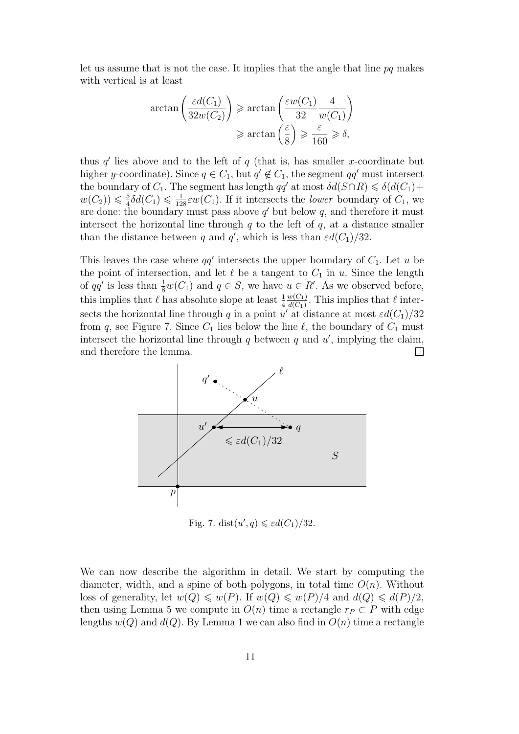let us assume that is not the case. It implies that the angle that line $pq$ makes with vertical is at least

$$\arctan\left(\frac{\varepsilon d(C_1)}{32 w(C_2)}\right) \geqslant \arctan\left(\frac{\varepsilon w(C_1)}{32}\frac{4}{w(C_1)}\right) \geqslant \arctan\left(\frac{\varepsilon}{8}\right) \geqslant \frac{\varepsilon}{160} \geqslant \delta,$$

thus $q'$ lies above and to the left of $q$ (that is, has smaller $x$-coordinate but higher $y$-coordinate). Since $q \in C_1$, but $q' \notin C_1$, the segment $qq'$ must intersect the boundary of $C_1$. The segment has length $qq'$ at most $\delta d(S \cap R) \leqslant \delta(d(C_1) + w(C_2)) \leqslant \frac{5}{4}\delta d(C_1) \leqslant \frac{1}{128}\varepsilon w(C_1)$. If it intersects the *lower* boundary of $C_1$, we are done: the boundary must pass above $q'$ but below $q$, and therefore it must intersect the horizontal line through $q$ to the left of $q$, at a distance smaller than the distance between $q$ and $q'$, which is less than $\varepsilon d(C_1)/32$.

This leaves the case where $qq'$ intersects the upper boundary of $C_1$. Let $u$ be the point of intersection, and let $\ell$ be a tangent to $C_1$ in $u$. Since the length of $qq'$ is less than $\frac{1}{8}w(C_1)$ and $q \in S$, we have $u \in R'$. As we observed before, this implies that $\ell$ has absolute slope at least $\frac{1}{4}\frac{w(C_1)}{d(C_1)}$. This implies that $\ell$ intersects the horizontal line through $q$ in a point $u'$ at distance at most $\varepsilon d(C_1)/32$ from $q$, see Figure 7. Since $C_1$ lies below the line $\ell$, the boundary of $C_1$ must intersect the horizontal line through $q$ between $q$ and $u'$, implying the claim, and therefore the lemma. ◻

Fig. 7. $\mathrm{dist}(u', q) \leqslant \varepsilon d(C_1)/32$.

We can now describe the algorithm in detail. We start by computing the diameter, width, and a spine of both polygons, in total time $O(n)$. Without loss of generality, let $w(Q) \leqslant w(P)$. If $w(Q) \leqslant w(P)/4$ and $d(Q) \leqslant d(P)/2$, then using Lemma 5 we compute in $O(n)$ time a rectangle $r_P \subset P$ with edge lengths $w(Q)$ and $d(Q)$. By Lemma 1 we can also find in $O(n)$ time a rectangle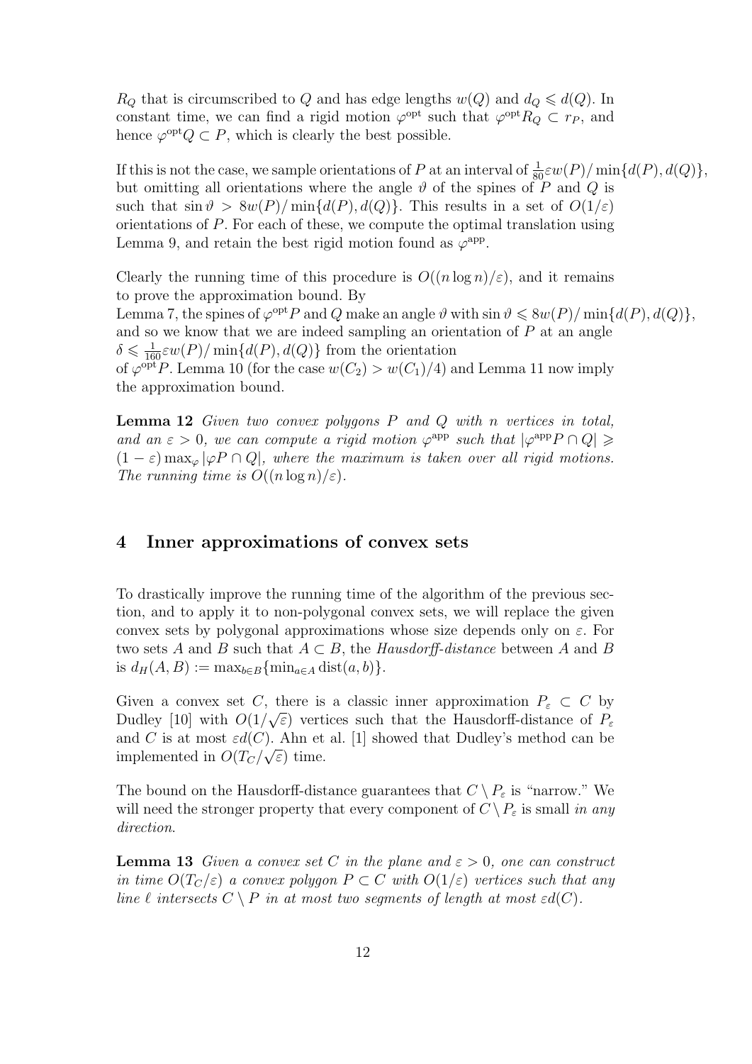$R_Q$ that is circumscribed to $Q$ and has edge lengths $w(Q)$ and $d_Q \leqslant d(Q)$. In constant time, we can find a rigid motion $\varphi^{\mathrm{opt}}$ such that $\varphi^{\mathrm{opt}} R_Q \subset r_P$, and hence $\varphi^{\mathrm{opt}} Q \subset P$, which is clearly the best possible.

If this is not the case, we sample orientations of $P$ at an interval of $\frac{1}{80}\varepsilon w(P)/\min\{d(P), d(Q)\}$, but omitting all orientations where the angle $\vartheta$ of the spines of $P$ and $Q$ is such that $\sin\vartheta > 8w(P)/\min\{d(P), d(Q)\}$. This results in a set of $O(1/\varepsilon)$ orientations of $P$. For each of these, we compute the optimal translation using Lemma 9, and retain the best rigid motion found as $\varphi^{\mathrm{app}}$.

Clearly the running time of this procedure is $O((n \log n)/\varepsilon)$, and it remains to prove the approximation bound. By Lemma 7, the spines of $\varphi^{\mathrm{opt}} P$ and $Q$ make an angle $\vartheta$ with $\sin\vartheta \leqslant 8w(P)/\min\{d(P), d(Q)\}$, and so we know that we are indeed sampling an orientation of $P$ at an angle $\delta \leqslant \frac{1}{160}\varepsilon w(P)/\min\{d(P), d(Q)\}$ from the orientation of $\varphi^{\mathrm{opt}} P$. Lemma 10 (for the case $w(C_2) > w(C_1)/4$) and Lemma 11 now imply the approximation bound.

**Lemma 12** *Given two convex polygons $P$ and $Q$ with $n$ vertices in total, and an $\varepsilon > 0$, we can compute a rigid motion $\varphi^{\mathrm{app}}$ such that $|\varphi^{\mathrm{app}} P \cap Q| \geqslant (1-\varepsilon)\max_\varphi |\varphi P \cap Q|$, where the maximum is taken over all rigid motions. The running time is $O((n \log n)/\varepsilon)$.*

## 4 Inner approximations of convex sets

To drastically improve the running time of the algorithm of the previous section, and to apply it to non-polygonal convex sets, we will replace the given convex sets by polygonal approximations whose size depends only on $\varepsilon$. For two sets $A$ and $B$ such that $A \subset B$, the *Hausdorff-distance* between $A$ and $B$ is $d_H(A, B) := \max_{b \in B}\{\min_{a \in A} \mathrm{dist}(a, b)\}$.

Given a convex set $C$, there is a classic inner approximation $P_\varepsilon \subset C$ by Dudley [10] with $O(1/\sqrt{\varepsilon})$ vertices such that the Hausdorff-distance of $P_\varepsilon$ and $C$ is at most $\varepsilon d(C)$. Ahn et al. [1] showed that Dudley's method can be implemented in $O(T_C/\sqrt{\varepsilon})$ time.

The bound on the Hausdorff-distance guarantees that $C \setminus P_\varepsilon$ is "narrow." We will need the stronger property that every component of $C \setminus P_\varepsilon$ is small *in any direction*.

**Lemma 13** *Given a convex set $C$ in the plane and $\varepsilon > 0$, one can construct in time $O(T_C/\varepsilon)$ a convex polygon $P \subset C$ with $O(1/\varepsilon)$ vertices such that any line $\ell$ intersects $C \setminus P$ in at most two segments of length at most $\varepsilon d(C)$.*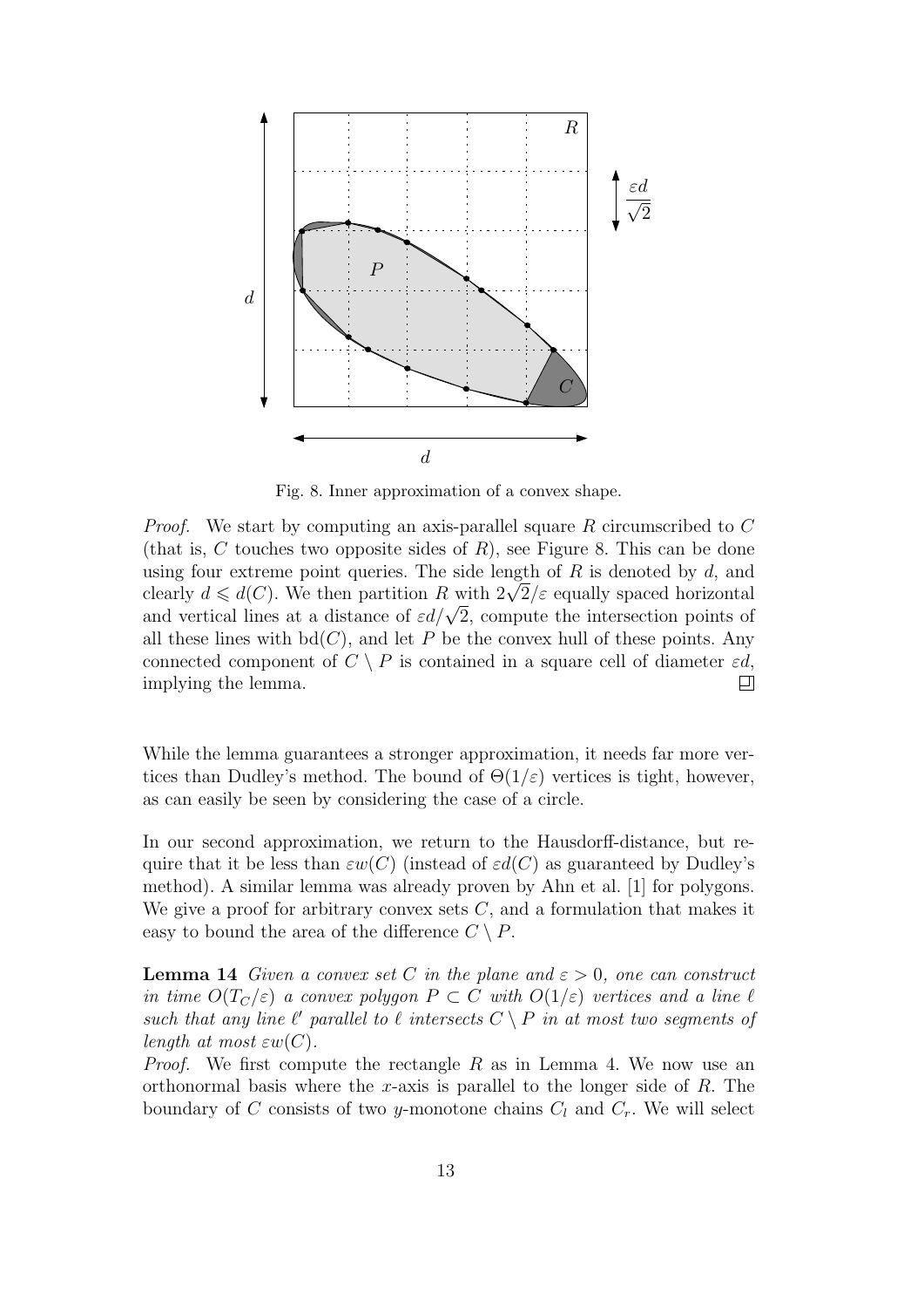Fig. 8. Inner approximation of a convex shape.

*Proof.* We start by computing an axis-parallel square $R$ circumscribed to $C$ (that is, $C$ touches two opposite sides of $R$), see Figure 8. This can be done using four extreme point queries. The side length of $R$ is denoted by $d$, and clearly $d \leqslant d(C)$. We then partition $R$ with $2\sqrt{2}/\varepsilon$ equally spaced horizontal and vertical lines at a distance of $\varepsilon d/\sqrt{2}$, compute the intersection points of all these lines with $\mathrm{bd}(C)$, and let $P$ be the convex hull of these points. Any connected component of $C \setminus P$ is contained in a square cell of diameter $\varepsilon d$, implying the lemma. $\square$

While the lemma guarantees a stronger approximation, it needs far more vertices than Dudley's method. The bound of $\Theta(1/\varepsilon)$ vertices is tight, however, as can easily be seen by considering the case of a circle.

In our second approximation, we return to the Hausdorff-distance, but require that it be less than $\varepsilon w(C)$ (instead of $\varepsilon d(C)$ as guaranteed by Dudley's method). A similar lemma was already proven by Ahn et al. [1] for polygons. We give a proof for arbitrary convex sets $C$, and a formulation that makes it easy to bound the area of the difference $C \setminus P$.

**Lemma 14** *Given a convex set $C$ in the plane and $\varepsilon > 0$, one can construct in time $O(T_C/\varepsilon)$ a convex polygon $P \subset C$ with $O(1/\varepsilon)$ vertices and a line $\ell$ such that any line $\ell'$ parallel to $\ell$ intersects $C \setminus P$ in at most two segments of length at most $\varepsilon w(C)$.*

*Proof.* We first compute the rectangle $R$ as in Lemma 4. We now use an orthonormal basis where the $x$-axis is parallel to the longer side of $R$. The boundary of $C$ consists of two $y$-monotone chains $C_l$ and $C_r$. We will select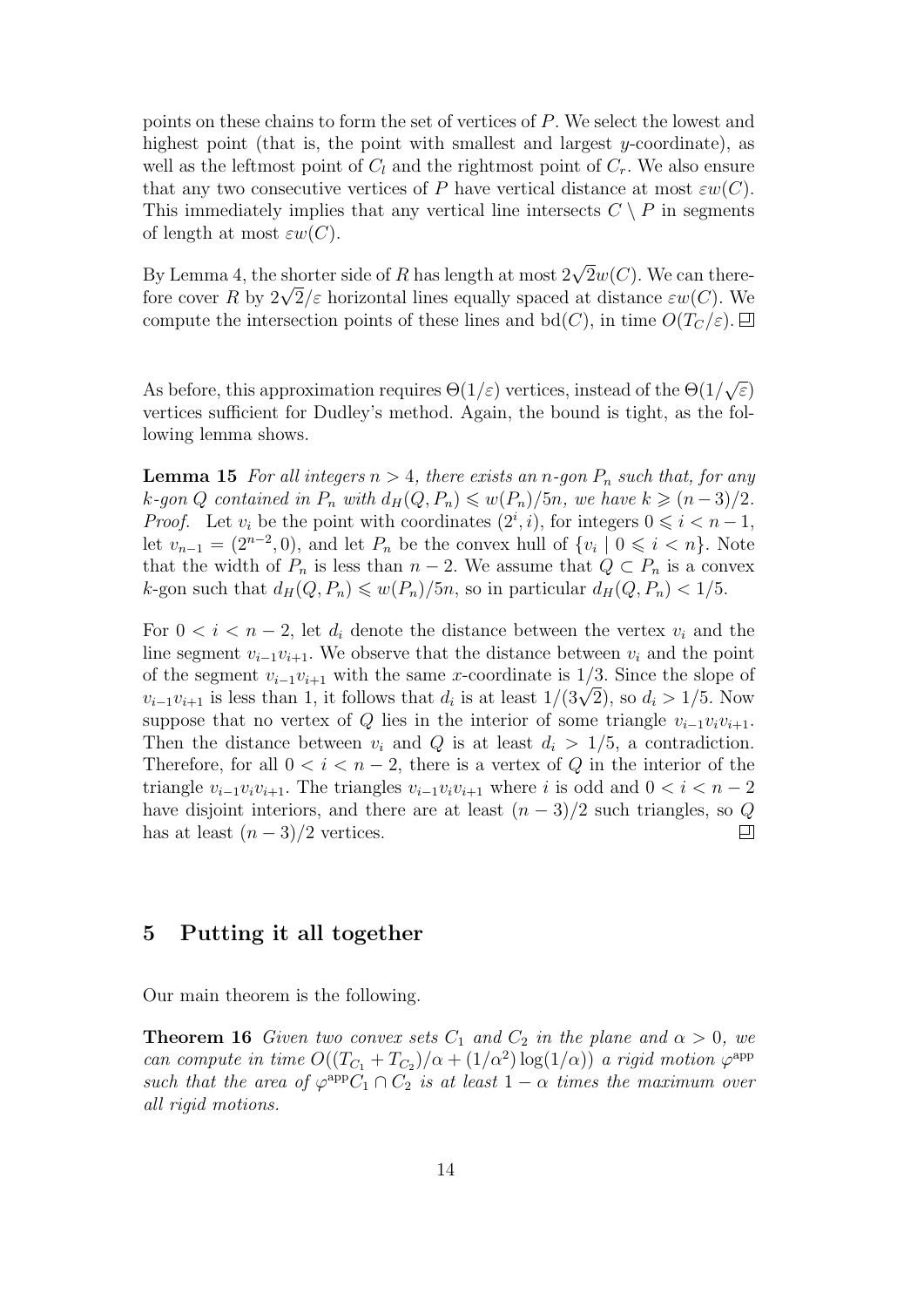points on these chains to form the set of vertices of $P$. We select the lowest and highest point (that is, the point with smallest and largest $y$-coordinate), as well as the leftmost point of $C_l$ and the rightmost point of $C_r$. We also ensure that any two consecutive vertices of $P$ have vertical distance at most $\varepsilon w(C)$. This immediately implies that any vertical line intersects $C \setminus P$ in segments of length at most $\varepsilon w(C)$.

By Lemma 4, the shorter side of $R$ has length at most $2\sqrt{2}w(C)$. We can therefore cover $R$ by $2\sqrt{2}/\varepsilon$ horizontal lines equally spaced at distance $\varepsilon w(C)$. We compute the intersection points of these lines and $\mathrm{bd}(C)$, in time $O(T_C/\varepsilon)$. ◻

As before, this approximation requires $\Theta(1/\varepsilon)$ vertices, instead of the $\Theta(1/\sqrt{\varepsilon})$ vertices sufficient for Dudley's method. Again, the bound is tight, as the following lemma shows.

**Lemma 15** *For all integers $n > 4$, there exists an $n$-gon $P_n$ such that, for any $k$-gon $Q$ contained in $P_n$ with $d_H(Q, P_n) \leqslant w(P_n)/5n$, we have $k \geqslant (n-3)/2$.*
*Proof.* Let $v_i$ be the point with coordinates $(2^i, i)$, for integers $0 \leqslant i < n-1$, let $v_{n-1} = (2^{n-2}, 0)$, and let $P_n$ be the convex hull of $\{v_i \mid 0 \leqslant i < n\}$. Note that the width of $P_n$ is less than $n-2$. We assume that $Q \subset P_n$ is a convex $k$-gon such that $d_H(Q, P_n) \leqslant w(P_n)/5n$, so in particular $d_H(Q, P_n) < 1/5$.

For $0 < i < n-2$, let $d_i$ denote the distance between the vertex $v_i$ and the line segment $v_{i-1}v_{i+1}$. We observe that the distance between $v_i$ and the point of the segment $v_{i-1}v_{i+1}$ with the same $x$-coordinate is $1/3$. Since the slope of $v_{i-1}v_{i+1}$ is less than 1, it follows that $d_i$ is at least $1/(3\sqrt{2})$, so $d_i > 1/5$. Now suppose that no vertex of $Q$ lies in the interior of some triangle $v_{i-1}v_iv_{i+1}$. Then the distance between $v_i$ and $Q$ is at least $d_i > 1/5$, a contradiction. Therefore, for all $0 < i < n-2$, there is a vertex of $Q$ in the interior of the triangle $v_{i-1}v_iv_{i+1}$. The triangles $v_{i-1}v_iv_{i+1}$ where $i$ is odd and $0 < i < n-2$ have disjoint interiors, and there are at least $(n-3)/2$ such triangles, so $Q$ has at least $(n-3)/2$ vertices. ◻

# 5 Putting it all together

Our main theorem is the following.

**Theorem 16** *Given two convex sets $C_1$ and $C_2$ in the plane and $\alpha > 0$, we can compute in time $O((T_{C_1} + T_{C_2})/\alpha + (1/\alpha^2)\log(1/\alpha))$ a rigid motion $\varphi^{\mathrm{app}}$ such that the area of $\varphi^{\mathrm{app}}C_1 \cap C_2$ is at least $1 - \alpha$ times the maximum over all rigid motions.*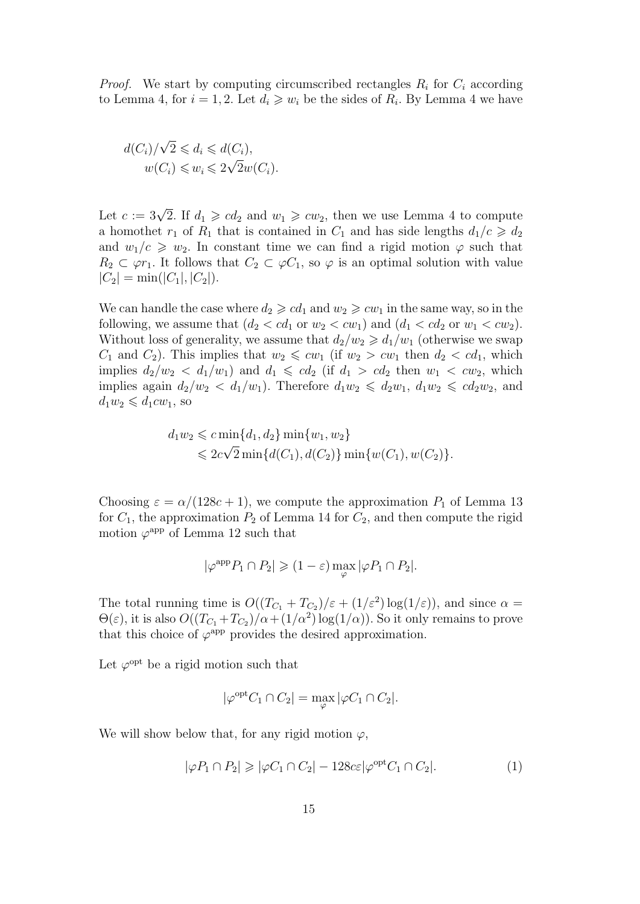*Proof.* We start by computing circumscribed rectangles $R_i$ for $C_i$ according to Lemma 4, for $i = 1, 2$. Let $d_i \geqslant w_i$ be the sides of $R_i$. By Lemma 4 we have

$$
\begin{aligned}
d(C_i)/\sqrt{2} &\leqslant d_i \leqslant d(C_i), \\
w(C_i) &\leqslant w_i \leqslant 2\sqrt{2}w(C_i).
\end{aligned}
$$

Let $c := 3\sqrt{2}$. If $d_1 \geqslant cd_2$ and $w_1 \geqslant cw_2$, then we use Lemma 4 to compute a homothet $r_1$ of $R_1$ that is contained in $C_1$ and has side lengths $d_1/c \geqslant d_2$ and $w_1/c \geqslant w_2$. In constant time we can find a rigid motion $\varphi$ such that $R_2 \subset \varphi r_1$. It follows that $C_2 \subset \varphi C_1$, so $\varphi$ is an optimal solution with value $|C_2| = \min(|C_1|, |C_2|)$.

We can handle the case where $d_2 \geqslant cd_1$ and $w_2 \geqslant cw_1$ in the same way, so in the following, we assume that ($d_2 < cd_1$ or $w_2 < cw_1$) and ($d_1 < cd_2$ or $w_1 < cw_2$). Without loss of generality, we assume that $d_2/w_2 \geqslant d_1/w_1$ (otherwise we swap $C_1$ and $C_2$). This implies that $w_2 \leqslant cw_1$ (if $w_2 > cw_1$ then $d_2 < cd_1$, which implies $d_2/w_2 < d_1/w_1$) and $d_1 \leqslant cd_2$ (if $d_1 > cd_2$ then $w_1 < cw_2$, which implies again $d_2/w_2 < d_1/w_1$). Therefore $d_1w_2 \leqslant d_2w_1$, $d_1w_2 \leqslant cd_2w_2$, and $d_1w_2 \leqslant d_1cw_1$, so

$$
\begin{aligned}
d_1w_2 &\leqslant c\min\{d_1, d_2\}\min\{w_1, w_2\} \\
&\leqslant 2c\sqrt{2}\min\{d(C_1), d(C_2)\}\min\{w(C_1), w(C_2)\}.
\end{aligned}
$$

Choosing $\varepsilon = \alpha/(128c + 1)$, we compute the approximation $P_1$ of Lemma 13 for $C_1$, the approximation $P_2$ of Lemma 14 for $C_2$, and then compute the rigid motion $\varphi^{\text{app}}$ of Lemma 12 such that

$$
|\varphi^{\text{app}}P_1 \cap P_2| \geqslant (1 - \varepsilon)\max_{\varphi}|\varphi P_1 \cap P_2|.
$$

The total running time is $O((T_{C_1} + T_{C_2})/\varepsilon + (1/\varepsilon^2)\log(1/\varepsilon))$, and since $\alpha = \Theta(\varepsilon)$, it is also $O((T_{C_1} + T_{C_2})/\alpha + (1/\alpha^2)\log(1/\alpha))$. So it only remains to prove that this choice of $\varphi^{\text{app}}$ provides the desired approximation.

Let $\varphi^{\text{opt}}$ be a rigid motion such that

$$
|\varphi^{\text{opt}}C_1 \cap C_2| = \max_{\varphi}|\varphi C_1 \cap C_2|.
$$

We will show below that, for any rigid motion $\varphi$,

$$
|\varphi P_1 \cap P_2| \geqslant |\varphi C_1 \cap C_2| - 128c\varepsilon|\varphi^{\text{opt}}C_1 \cap C_2|. \tag{1}
$$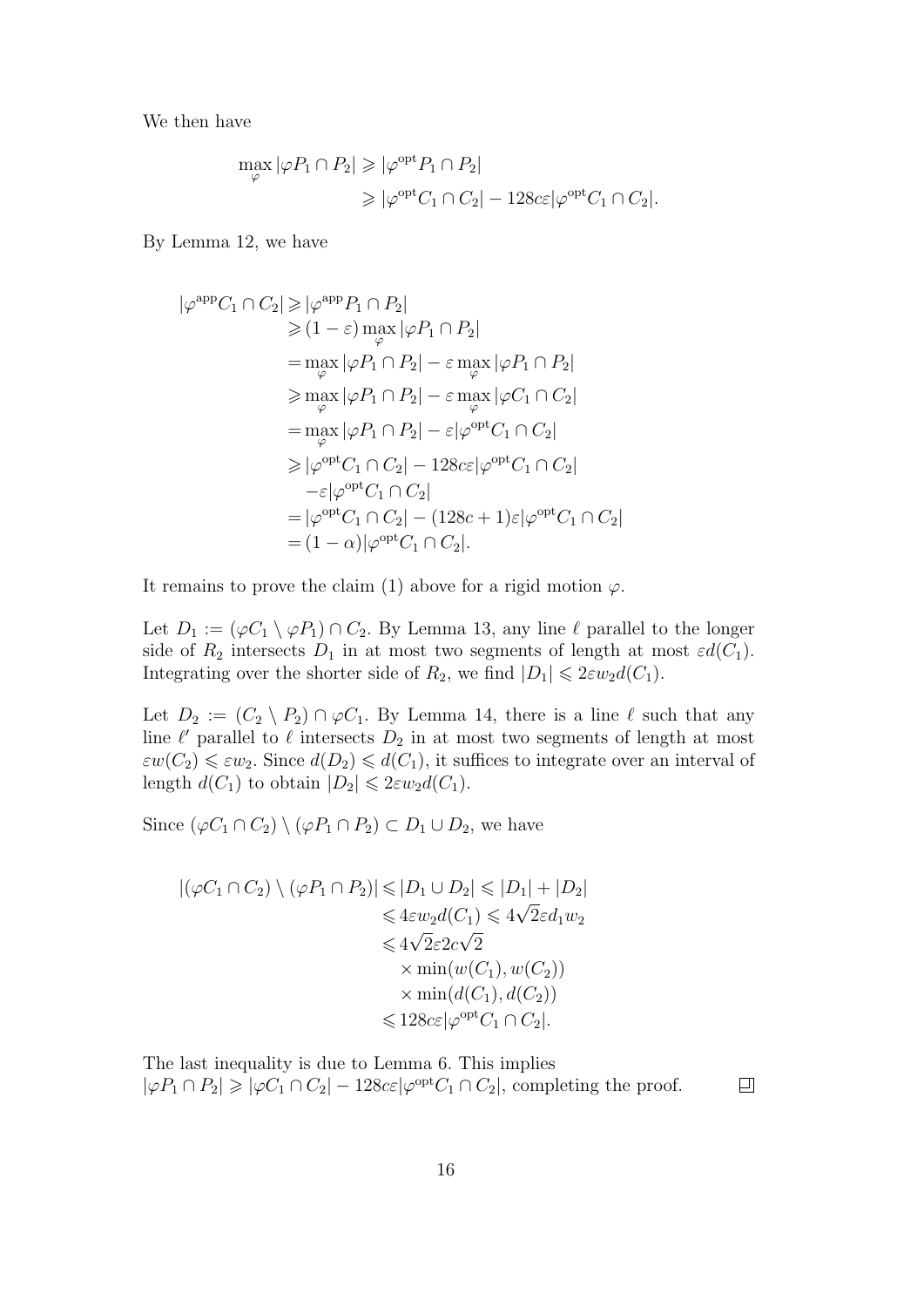We then have

$$
\begin{aligned}
\max_{\varphi} |\varphi P_1 \cap P_2| &\geqslant |\varphi^{\mathrm{opt}} P_1 \cap P_2| \\
&\geqslant |\varphi^{\mathrm{opt}} C_1 \cap C_2| - 128c\varepsilon |\varphi^{\mathrm{opt}} C_1 \cap C_2|.
\end{aligned}
$$

By Lemma 12, we have

$$
\begin{aligned}
|\varphi^{\mathrm{app}} C_1 \cap C_2| &\geqslant |\varphi^{\mathrm{app}} P_1 \cap P_2| \\
&\geqslant (1-\varepsilon) \max_{\varphi} |\varphi P_1 \cap P_2| \\
&= \max_{\varphi} |\varphi P_1 \cap P_2| - \varepsilon \max_{\varphi} |\varphi P_1 \cap P_2| \\
&\geqslant \max_{\varphi} |\varphi P_1 \cap P_2| - \varepsilon \max_{\varphi} |\varphi C_1 \cap C_2| \\
&= \max_{\varphi} |\varphi P_1 \cap P_2| - \varepsilon |\varphi^{\mathrm{opt}} C_1 \cap C_2| \\
&\geqslant |\varphi^{\mathrm{opt}} C_1 \cap C_2| - 128c\varepsilon |\varphi^{\mathrm{opt}} C_1 \cap C_2| \\
&\quad - \varepsilon |\varphi^{\mathrm{opt}} C_1 \cap C_2| \\
&= |\varphi^{\mathrm{opt}} C_1 \cap C_2| - (128c+1)\varepsilon |\varphi^{\mathrm{opt}} C_1 \cap C_2| \\
&= (1-\alpha) |\varphi^{\mathrm{opt}} C_1 \cap C_2|.
\end{aligned}
$$

It remains to prove the claim (1) above for a rigid motion $\varphi$.

Let $D_1 := (\varphi C_1 \setminus \varphi P_1) \cap C_2$. By Lemma 13, any line $\ell$ parallel to the longer side of $R_2$ intersects $D_1$ in at most two segments of length at most $\varepsilon d(C_1)$. Integrating over the shorter side of $R_2$, we find $|D_1| \leqslant 2\varepsilon w_2 d(C_1)$.

Let $D_2 := (C_2 \setminus P_2) \cap \varphi C_1$. By Lemma 14, there is a line $\ell$ such that any line $\ell'$ parallel to $\ell$ intersects $D_2$ in at most two segments of length at most $\varepsilon w(C_2) \leqslant \varepsilon w_2$. Since $d(D_2) \leqslant d(C_1)$, it suffices to integrate over an interval of length $d(C_1)$ to obtain $|D_2| \leqslant 2\varepsilon w_2 d(C_1)$.

Since $(\varphi C_1 \cap C_2) \setminus (\varphi P_1 \cap P_2) \subset D_1 \cup D_2$, we have

$$
\begin{aligned}
|(\varphi C_1 \cap C_2) \setminus (\varphi P_1 \cap P_2)| &\leqslant |D_1 \cup D_2| \leqslant |D_1| + |D_2| \\
&\leqslant 4\varepsilon w_2 d(C_1) \leqslant 4\sqrt{2}\varepsilon d_1 w_2 \\
&\leqslant 4\sqrt{2}\varepsilon 2c\sqrt{2} \\
&\quad \times \min(w(C_1), w(C_2)) \\
&\quad \times \min(d(C_1), d(C_2)) \\
&\leqslant 128c\varepsilon |\varphi^{\mathrm{opt}} C_1 \cap C_2|.
\end{aligned}
$$

The last inequality is due to Lemma 6. This implies $|\varphi P_1 \cap P_2| \geqslant |\varphi C_1 \cap C_2| - 128c\varepsilon |\varphi^{\mathrm{opt}} C_1 \cap C_2|$, completing the proof. ◻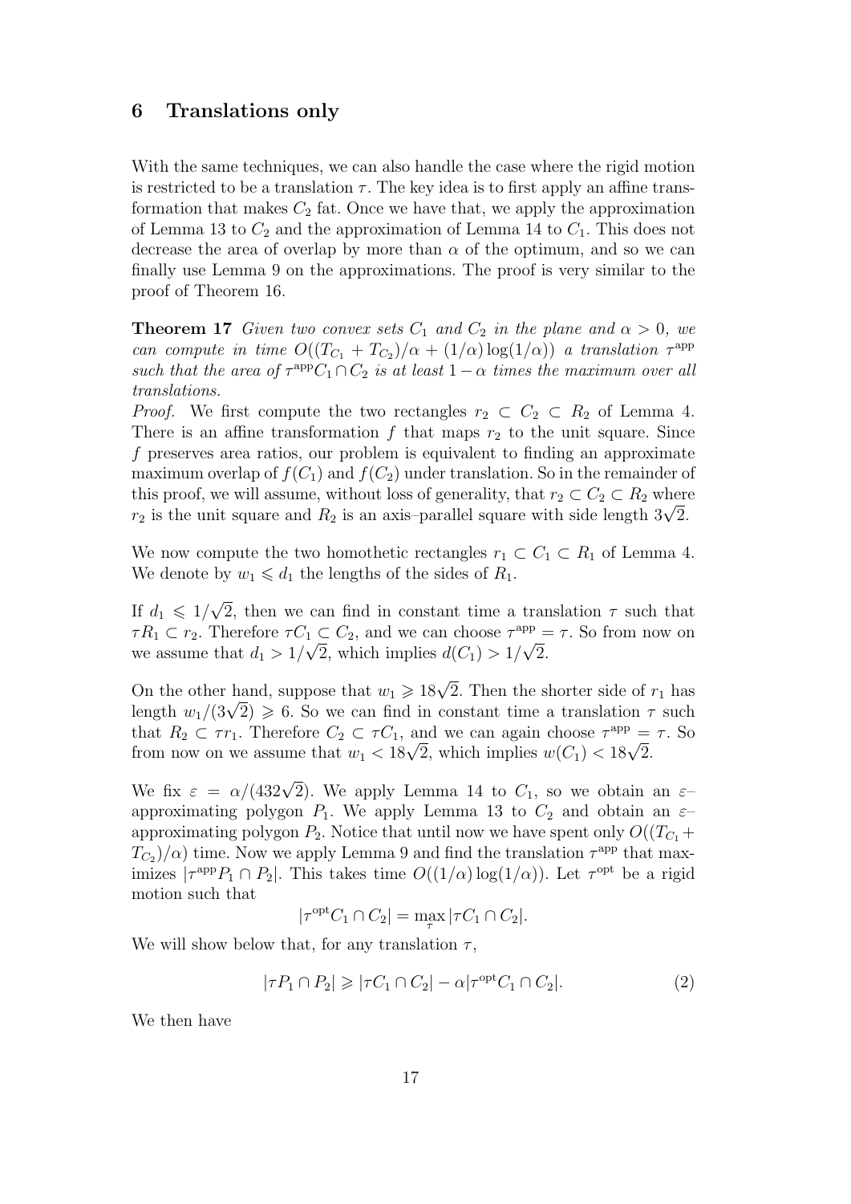## 6 Translations only

With the same techniques, we can also handle the case where the rigid motion is restricted to be a translation $\tau$. The key idea is to first apply an affine transformation that makes $C_2$ fat. Once we have that, we apply the approximation of Lemma 13 to $C_2$ and the approximation of Lemma 14 to $C_1$. This does not decrease the area of overlap by more than $\alpha$ of the optimum, and so we can finally use Lemma 9 on the approximations. The proof is very similar to the proof of Theorem 16.

**Theorem 17** *Given two convex sets $C_1$ and $C_2$ in the plane and $\alpha > 0$, we can compute in time $O((T_{C_1} + T_{C_2})/\alpha + (1/\alpha)\log(1/\alpha))$ a translation $\tau^{\rm app}$ such that the area of $\tau^{\rm app}C_1 \cap C_2$ is at least $1 - \alpha$ times the maximum over all translations.*

*Proof.* We first compute the two rectangles $r_2 \subset C_2 \subset R_2$ of Lemma 4. There is an affine transformation $f$ that maps $r_2$ to the unit square. Since $f$ preserves area ratios, our problem is equivalent to finding an approximate maximum overlap of $f(C_1)$ and $f(C_2)$ under translation. So in the remainder of this proof, we will assume, without loss of generality, that $r_2 \subset C_2 \subset R_2$ where $r_2$ is the unit square and $R_2$ is an axis–parallel square with side length $3\sqrt{2}$.

We now compute the two homothetic rectangles $r_1 \subset C_1 \subset R_1$ of Lemma 4. We denote by $w_1 \leqslant d_1$ the lengths of the sides of $R_1$.

If $d_1 \leqslant 1/\sqrt{2}$, then we can find in constant time a translation $\tau$ such that $\tau R_1 \subset r_2$. Therefore $\tau C_1 \subset C_2$, and we can choose $\tau^{\rm app} = \tau$. So from now on we assume that $d_1 > 1/\sqrt{2}$, which implies $d(C_1) > 1/\sqrt{2}$.

On the other hand, suppose that $w_1 \geqslant 18\sqrt{2}$. Then the shorter side of $r_1$ has length $w_1/(3\sqrt{2}) \geqslant 6$. So we can find in constant time a translation $\tau$ such that $R_2 \subset \tau r_1$. Therefore $C_2 \subset \tau C_1$, and we can again choose $\tau^{\rm app} = \tau$. So from now on we assume that $w_1 < 18\sqrt{2}$, which implies $w(C_1) < 18\sqrt{2}$.

We fix $\varepsilon = \alpha/(432\sqrt{2})$. We apply Lemma 14 to $C_1$, so we obtain an $\varepsilon$–approximating polygon $P_1$. We apply Lemma 13 to $C_2$ and obtain an $\varepsilon$–approximating polygon $P_2$. Notice that until now we have spent only $O((T_{C_1} + T_{C_2})/\alpha)$ time. Now we apply Lemma 9 and find the translation $\tau^{\rm app}$ that maximizes $|\tau^{\rm app}P_1 \cap P_2|$. This takes time $O((1/\alpha)\log(1/\alpha))$. Let $\tau^{\rm opt}$ be a rigid motion such that

$$|\tau^{\rm opt}C_1 \cap C_2| = \max_{\tau} |\tau C_1 \cap C_2|.$$

We will show below that, for any translation $\tau$,

$$|\tau P_1 \cap P_2| \geqslant |\tau C_1 \cap C_2| - \alpha|\tau^{\rm opt}C_1 \cap C_2|. \tag{2}$$

We then have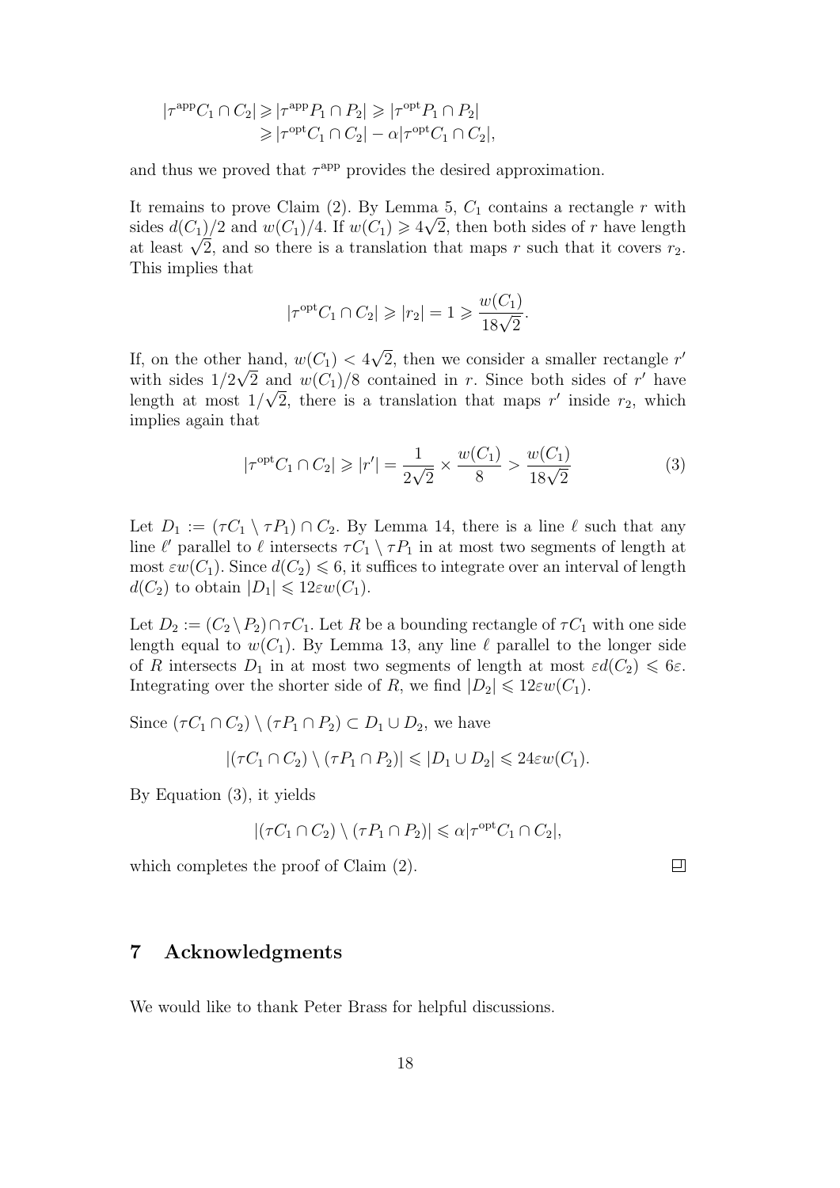$$
\begin{aligned}
|\tau^{\text{app}} C_1 \cap C_2| &\geqslant |\tau^{\text{app}} P_1 \cap P_2| \geqslant |\tau^{\text{opt}} P_1 \cap P_2| \\
&\geqslant |\tau^{\text{opt}} C_1 \cap C_2| - \alpha |\tau^{\text{opt}} C_1 \cap C_2|,
\end{aligned}
$$

and thus we proved that $\tau^{\text{app}}$ provides the desired approximation.

It remains to prove Claim (2). By Lemma 5, $C_1$ contains a rectangle $r$ with sides $d(C_1)/2$ and $w(C_1)/4$. If $w(C_1) \geqslant 4\sqrt{2}$, then both sides of $r$ have length at least $\sqrt{2}$, and so there is a translation that maps $r$ such that it covers $r_2$. This implies that

$$
|\tau^{\text{opt}} C_1 \cap C_2| \geqslant |r_2| = 1 \geqslant \frac{w(C_1)}{18\sqrt{2}}.
$$

If, on the other hand, $w(C_1) < 4\sqrt{2}$, then we consider a smaller rectangle $r'$ with sides $1/2\sqrt{2}$ and $w(C_1)/8$ contained in $r$. Since both sides of $r'$ have length at most $1/\sqrt{2}$, there is a translation that maps $r'$ inside $r_2$, which implies again that

$$
|\tau^{\text{opt}} C_1 \cap C_2| \geqslant |r'| = \frac{1}{2\sqrt{2}} \times \frac{w(C_1)}{8} > \frac{w(C_1)}{18\sqrt{2}} \tag{3}
$$

Let $D_1 := (\tau C_1 \setminus \tau P_1) \cap C_2$. By Lemma 14, there is a line $\ell$ such that any line $\ell'$ parallel to $\ell$ intersects $\tau C_1 \setminus \tau P_1$ in at most two segments of length at most $\varepsilon w(C_1)$. Since $d(C_2) \leqslant 6$, it suffices to integrate over an interval of length $d(C_2)$ to obtain $|D_1| \leqslant 12\varepsilon w(C_1)$.

Let $D_2 := (C_2 \setminus P_2) \cap \tau C_1$. Let $R$ be a bounding rectangle of $\tau C_1$ with one side length equal to $w(C_1)$. By Lemma 13, any line $\ell$ parallel to the longer side of $R$ intersects $D_1$ in at most two segments of length at most $\varepsilon d(C_2) \leqslant 6\varepsilon$. Integrating over the shorter side of $R$, we find $|D_2| \leqslant 12\varepsilon w(C_1)$.

Since $(\tau C_1 \cap C_2) \setminus (\tau P_1 \cap P_2) \subset D_1 \cup D_2$, we have

$$
|(\tau C_1 \cap C_2) \setminus (\tau P_1 \cap P_2)| \leqslant |D_1 \cup D_2| \leqslant 24\varepsilon w(C_1).
$$

By Equation (3), it yields

$$
|(\tau C_1 \cap C_2) \setminus (\tau P_1 \cap P_2)| \leqslant \alpha |\tau^{\text{opt}} C_1 \cap C_2|,
$$

which completes the proof of Claim (2). ◻

## 7 Acknowledgments

We would like to thank Peter Brass for helpful discussions.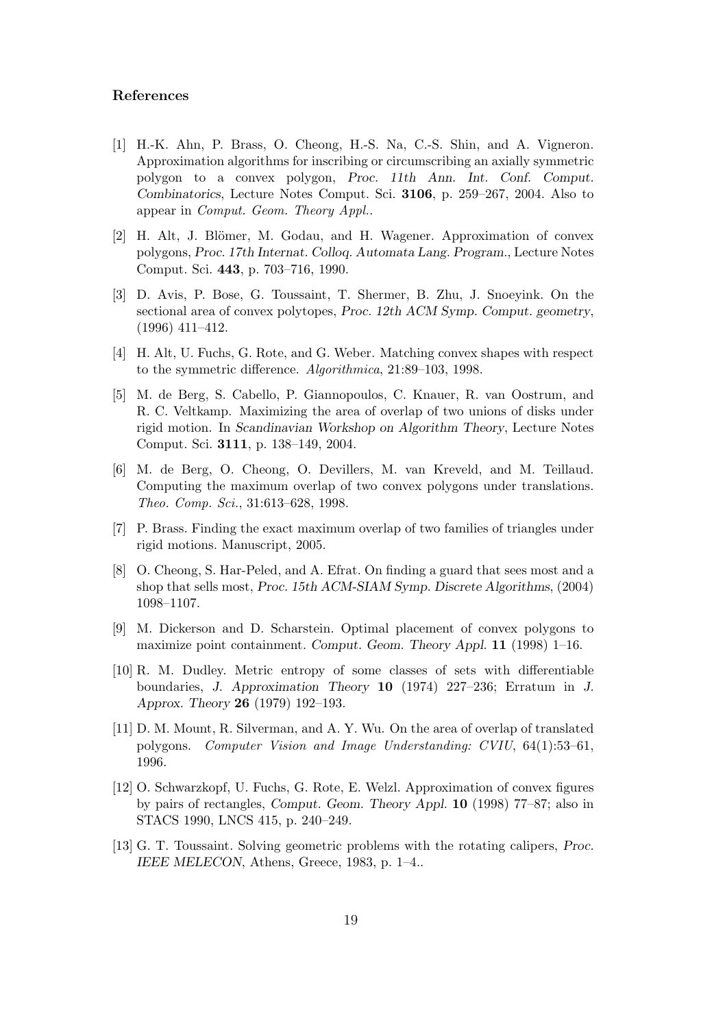## References

[1] H.-K. Ahn, P. Brass, O. Cheong, H.-S. Na, C.-S. Shin, and A. Vigneron. Approximation algorithms for inscribing or circumscribing an axially symmetric polygon to a convex polygon, *Proc. 11th Ann. Int. Conf. Comput. Combinatorics*, Lecture Notes Comput. Sci. **3106**, p. 259–267, 2004. Also to appear in *Comput. Geom. Theory Appl.*.

[2] H. Alt, J. Blömer, M. Godau, and H. Wagener. Approximation of convex polygons, *Proc. 17th Internat. Colloq. Automata Lang. Program.*, Lecture Notes Comput. Sci. **443**, p. 703–716, 1990.

[3] D. Avis, P. Bose, G. Toussaint, T. Shermer, B. Zhu, J. Snoeyink. On the sectional area of convex polytopes, *Proc. 12th ACM Symp. Comput. geometry*, (1996) 411–412.

[4] H. Alt, U. Fuchs, G. Rote, and G. Weber. Matching convex shapes with respect to the symmetric difference. *Algorithmica*, 21:89–103, 1998.

[5] M. de Berg, S. Cabello, P. Giannopoulos, C. Knauer, R. van Oostrum, and R. C. Veltkamp. Maximizing the area of overlap of two unions of disks under rigid motion. In *Scandinavian Workshop on Algorithm Theory*, Lecture Notes Comput. Sci. **3111**, p. 138–149, 2004.

[6] M. de Berg, O. Cheong, O. Devillers, M. van Kreveld, and M. Teillaud. Computing the maximum overlap of two convex polygons under translations. *Theo. Comp. Sci.*, 31:613–628, 1998.

[7] P. Brass. Finding the exact maximum overlap of two families of triangles under rigid motions. Manuscript, 2005.

[8] O. Cheong, S. Har-Peled, and A. Efrat. On finding a guard that sees most and a shop that sells most, *Proc. 15th ACM-SIAM Symp. Discrete Algorithms*, (2004) 1098–1107.

[9] M. Dickerson and D. Scharstein. Optimal placement of convex polygons to maximize point containment. *Comput. Geom. Theory Appl.* **11** (1998) 1–16.

[10] R. M. Dudley. Metric entropy of some classes of sets with differentiable boundaries, *J. Approximation Theory* **10** (1974) 227–236; Erratum in *J. Approx. Theory* **26** (1979) 192–193.

[11] D. M. Mount, R. Silverman, and A. Y. Wu. On the area of overlap of translated polygons. *Computer Vision and Image Understanding: CVIU*, 64(1):53–61, 1996.

[12] O. Schwarzkopf, U. Fuchs, G. Rote, E. Welzl. Approximation of convex figures by pairs of rectangles, *Comput. Geom. Theory Appl.* **10** (1998) 77–87; also in STACS 1990, LNCS 415, p. 240–249.

[13] G. T. Toussaint. Solving geometric problems with the rotating calipers, *Proc. IEEE MELECON*, Athens, Greece, 1983, p. 1–4..